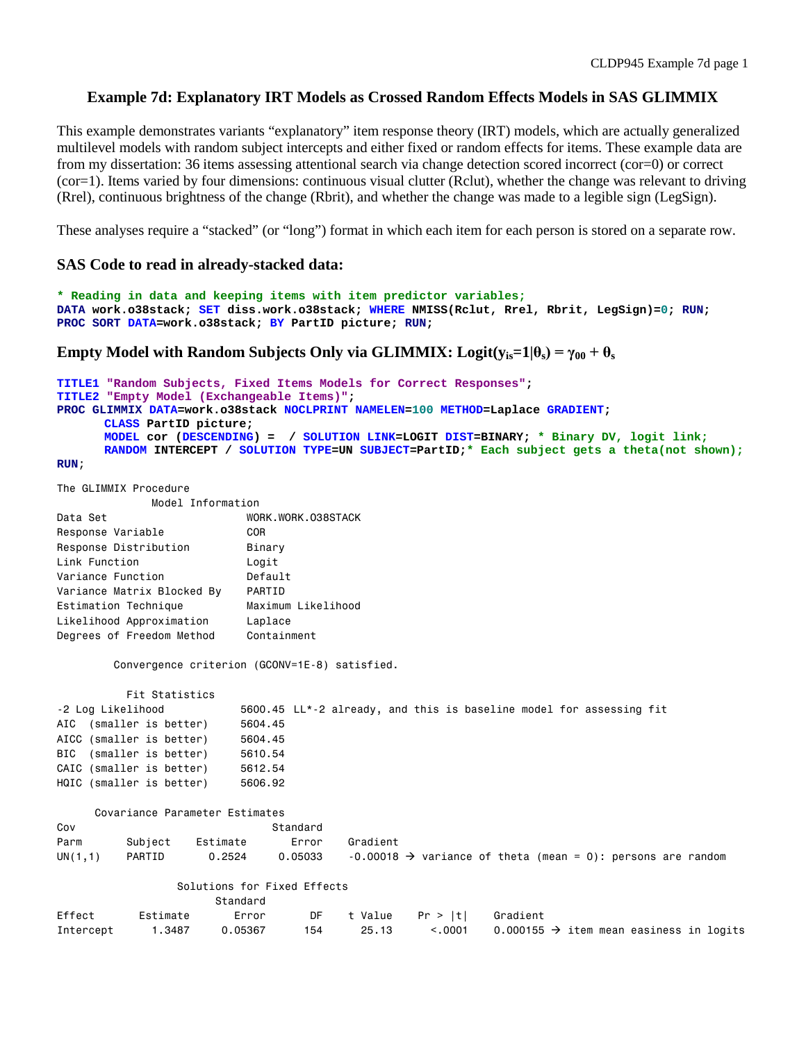# Example 7d: Explanatory IRT Models as Crossed Random Effects Models in SAS GLIMMIX

This example demonstrates variants "explanatory" item response theory (IRT) models, which are actually generalized multilevel models with random subject intercepts and either fixed or random effects for items. These example data are from my dissertation: 36 items assessing attentional search via change detection scored incorrect (cor=0) or correct (cor=1). Items varied by four dimensions: continuous visual clutter (Rclut), whether the change was relevant to driving (Rrel), continuous brightness of the change (Rbrit), and whether the change was made to a legible sign (LegSign).

These analyses require a "stacked" (or "long") format in which each item for each person is stored on a separate row.

## SAS Code to read in already-stacked data:

```
* Reading in data and keeping items with item predictor variables;
DATA work.o38stack; SET diss.work.o38stack; WHERE NMISS(Rclut, Rrel, Rbrit, LegSign)=0; RUN;
PROC SORT DATA=work.o38stack; BY PartID picture; RUN;
```

## Empty Model with Random Subjects Only via GLIMMIX: Logit($y_{is}$=1|$\theta_s$) = $\gamma_{00} + \theta_s$

```
TITLE1 "Random Subjects, Fixed Items Models for Correct Responses";
TITLE2 "Empty Model (Exchangeable Items)";
PROC GLIMMIX DATA=work.o38stack NOCLPRINT NAMELEN=100 METHOD=Laplace GRADIENT;
      CLASS PartID picture;
      MODEL cor (DESCENDING) =  / SOLUTION LINK=LOGIT DIST=BINARY; * Binary DV, logit link;
      RANDOM INTERCEPT / SOLUTION TYPE=UN SUBJECT=PartID;* Each subject gets a theta(not shown);
RUN;
```

```
The GLIMMIX Procedure
              Model Information
Data Set                     WORK.WORK.O38STACK
Response Variable            COR
Response Distribution        Binary
Link Function                Logit
Variance Function            Default
Variance Matrix Blocked By   PARTID
Estimation Technique         Maximum Likelihood
Likelihood Approximation     Laplace
Degrees of Freedom Method    Containment

         Convergence criterion (GCONV=1E-8) satisfied.

           Fit Statistics
-2 Log Likelihood           5600.45 LL*-2 already, and this is baseline model for assessing fit
AIC  (smaller is better)    5604.45
AICC (smaller is better)    5604.45
BIC  (smaller is better)    5610.54
CAIC (smaller is better)    5612.54
HQIC (smaller is better)    5606.92

      Covariance Parameter Estimates
Cov                               Standard
Parm       Subject    Estimate       Error    Gradient
UN(1,1)    PARTID       0.2524     0.05033    -0.00018 → variance of theta (mean = 0): persons are random

                  Solutions for Fixed Effects
                            Standard
Effect        Estimate       Error      DF    t Value    Pr > |t|    Gradient
Intercept       1.3487     0.05367     154      25.13      <.0001    0.000155 → item mean easiness in logits
```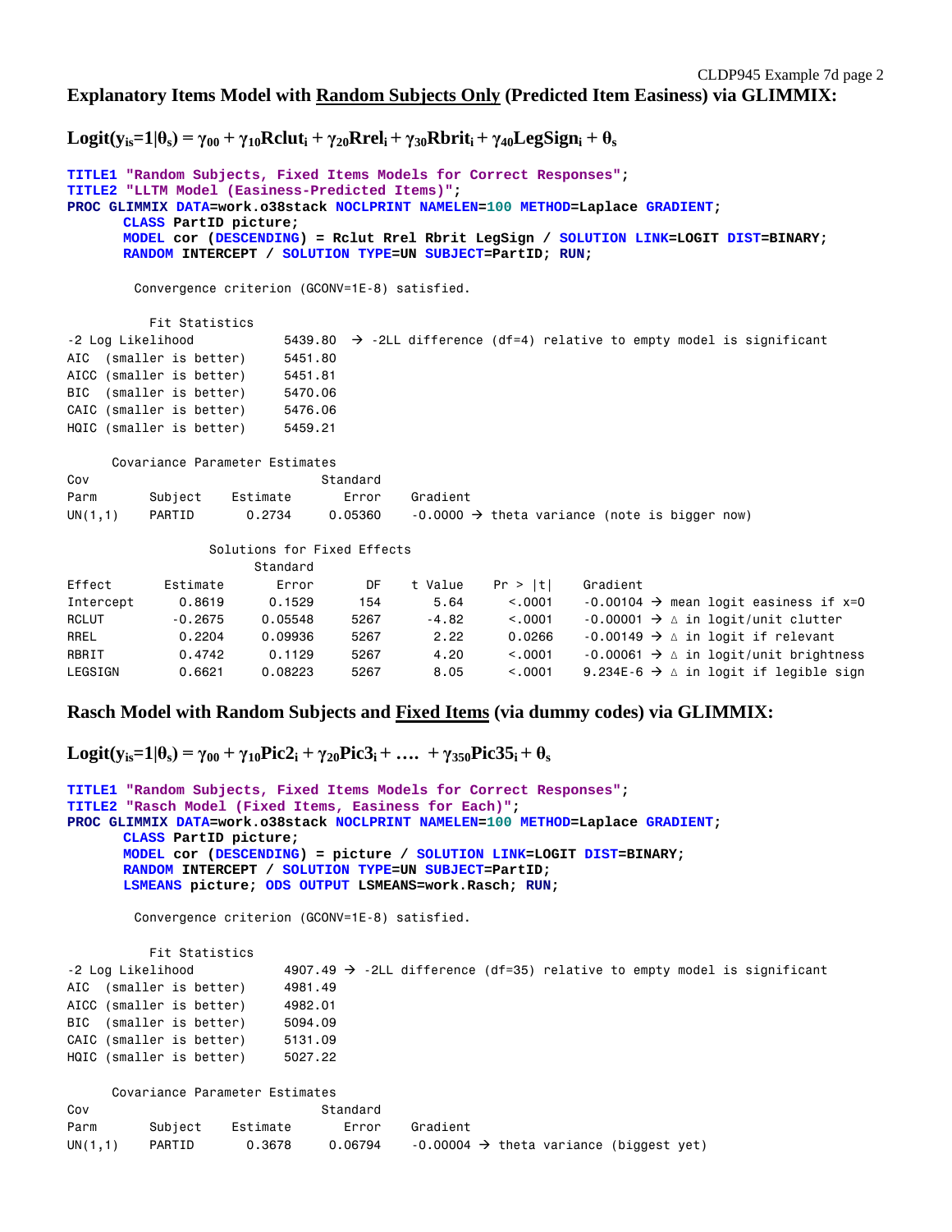## Explanatory Items Model with Random Subjects Only (Predicted Item Easiness) via GLIMMIX:

$$\text{Logit}(y_{is}=1|\theta_s) = \gamma_{00} + \gamma_{10}\text{Rclut}_i + \gamma_{20}\text{Rrel}_i + \gamma_{30}\text{Rbrit}_i + \gamma_{40}\text{LegSign}_i + \theta_s$$

```
TITLE1 "Random Subjects, Fixed Items Models for Correct Responses";
TITLE2 "LLTM Model (Easiness-Predicted Items)";
PROC GLIMMIX DATA=work.o38stack NOCLPRINT NAMELEN=100 METHOD=Laplace GRADIENT;
      CLASS PartID picture;
      MODEL cor (DESCENDING) = Rclut Rrel Rbrit LegSign / SOLUTION LINK=LOGIT DIST=BINARY;
      RANDOM INTERCEPT / SOLUTION TYPE=UN SUBJECT=PartID; RUN;

        Convergence criterion (GCONV=1E-8) satisfied.

          Fit Statistics
-2 Log Likelihood           5439.80  → -2LL difference (df=4) relative to empty model is significant
AIC  (smaller is better)    5451.80
AICC (smaller is better)    5451.81
BIC  (smaller is better)    5470.06
CAIC (smaller is better)    5476.06
HQIC (smaller is better)    5459.21

      Covariance Parameter Estimates
Cov                              Standard
Parm      Subject    Estimate       Error    Gradient
UN(1,1)   PARTID       0.2734     0.05360    -0.0000 → theta variance (note is bigger now)

                 Solutions for Fixed Effects
                         Standard
Effect       Estimate       Error      DF    t Value    Pr > |t|    Gradient
Intercept      0.8619      0.1529     154       5.64      <.0001    -0.00104 → mean logit easiness if x=0
RCLUT         -0.2675     0.05548    5267      -4.82      <.0001    -0.00001 → Δ in logit/unit clutter
RREL           0.2204     0.09936    5267       2.22      0.0266    -0.00149 → Δ in logit if relevant
RBRIT          0.4742      0.1129    5267       4.20      <.0001    -0.00061 → Δ in logit/unit brightness
LEGSIGN        0.6621     0.08223    5267       8.05      <.0001    9.234E-6 → Δ in logit if legible sign
```

## Rasch Model with Random Subjects and Fixed Items (via dummy codes) via GLIMMIX:

$$\text{Logit}(y_{is}=1|\theta_s) = \gamma_{00} + \gamma_{10}\text{Pic2}_i + \gamma_{20}\text{Pic3}_i + \ldots + \gamma_{350}\text{Pic35}_i + \theta_s$$

```
TITLE1 "Random Subjects, Fixed Items Models for Correct Responses";
TITLE2 "Rasch Model (Fixed Items, Easiness for Each)";
PROC GLIMMIX DATA=work.o38stack NOCLPRINT NAMELEN=100 METHOD=Laplace GRADIENT;
      CLASS PartID picture;
      MODEL cor (DESCENDING) = picture / SOLUTION LINK=LOGIT DIST=BINARY;
      RANDOM INTERCEPT / SOLUTION TYPE=UN SUBJECT=PartID;
      LSMEANS picture; ODS OUTPUT LSMEANS=work.Rasch; RUN;

        Convergence criterion (GCONV=1E-8) satisfied.

          Fit Statistics
-2 Log Likelihood           4907.49 → -2LL difference (df=35) relative to empty model is significant
AIC  (smaller is better)    4981.49
AICC (smaller is better)    4982.01
BIC  (smaller is better)    5094.09
CAIC (smaller is better)    5131.09
HQIC (smaller is better)    5027.22

      Covariance Parameter Estimates
Cov                              Standard
Parm      Subject    Estimate       Error    Gradient
UN(1,1)   PARTID       0.3678     0.06794    -0.00004 → theta variance (biggest yet)
```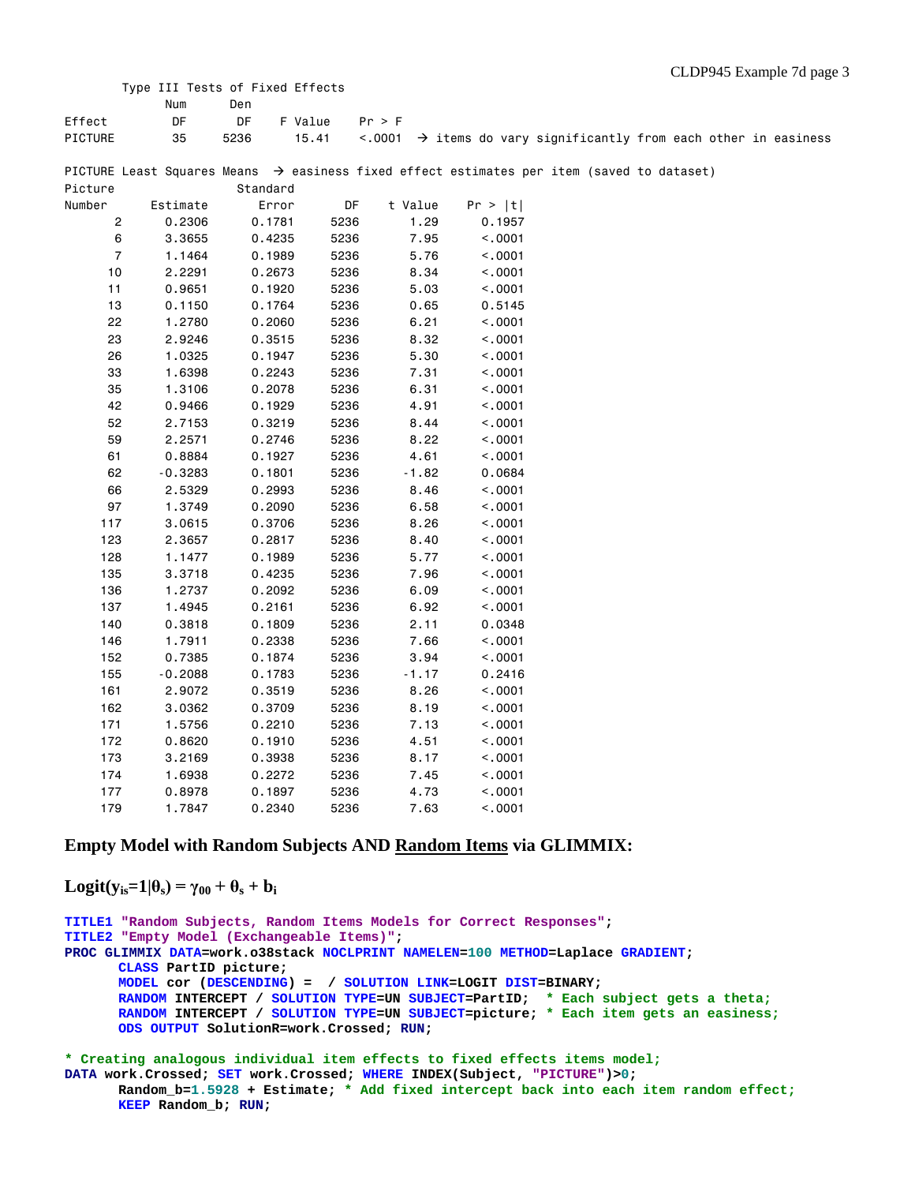```
        Type III Tests of Fixed Effects
              Num      Den
Effect         DF       DF    F Value    Pr > F
PICTURE        35     5236      15.41    <.0001  → items do vary significantly from each other in easiness
```

PICTURE Least Squares Means → easiness fixed effect estimates per item (saved to dataset)

| Picture Number | Estimate | Standard Error | DF | t Value | Pr > \|t\| |
|---|---|---|---|---|---|
| 2 | 0.2306 | 0.1781 | 5236 | 1.29 | 0.1957 |
| 6 | 3.3655 | 0.4235 | 5236 | 7.95 | <.0001 |
| 7 | 1.1464 | 0.1989 | 5236 | 5.76 | <.0001 |
| 10 | 2.2291 | 0.2673 | 5236 | 8.34 | <.0001 |
| 11 | 0.9651 | 0.1920 | 5236 | 5.03 | <.0001 |
| 13 | 0.1150 | 0.1764 | 5236 | 0.65 | 0.5145 |
| 22 | 1.2780 | 0.2060 | 5236 | 6.21 | <.0001 |
| 23 | 2.9246 | 0.3515 | 5236 | 8.32 | <.0001 |
| 26 | 1.0325 | 0.1947 | 5236 | 5.30 | <.0001 |
| 33 | 1.6398 | 0.2243 | 5236 | 7.31 | <.0001 |
| 35 | 1.3106 | 0.2078 | 5236 | 6.31 | <.0001 |
| 42 | 0.9466 | 0.1929 | 5236 | 4.91 | <.0001 |
| 52 | 2.7153 | 0.3219 | 5236 | 8.44 | <.0001 |
| 59 | 2.2571 | 0.2746 | 5236 | 8.22 | <.0001 |
| 61 | 0.8884 | 0.1927 | 5236 | 4.61 | <.0001 |
| 62 | -0.3283 | 0.1801 | 5236 | -1.82 | 0.0684 |
| 66 | 2.5329 | 0.2993 | 5236 | 8.46 | <.0001 |
| 97 | 1.3749 | 0.2090 | 5236 | 6.58 | <.0001 |
| 117 | 3.0615 | 0.3706 | 5236 | 8.26 | <.0001 |
| 123 | 2.3657 | 0.2817 | 5236 | 8.40 | <.0001 |
| 128 | 1.1477 | 0.1989 | 5236 | 5.77 | <.0001 |
| 135 | 3.3718 | 0.4235 | 5236 | 7.96 | <.0001 |
| 136 | 1.2737 | 0.2092 | 5236 | 6.09 | <.0001 |
| 137 | 1.4945 | 0.2161 | 5236 | 6.92 | <.0001 |
| 140 | 0.3818 | 0.1809 | 5236 | 2.11 | 0.0348 |
| 146 | 1.7911 | 0.2338 | 5236 | 7.66 | <.0001 |
| 152 | 0.7385 | 0.1874 | 5236 | 3.94 | <.0001 |
| 155 | -0.2088 | 0.1783 | 5236 | -1.17 | 0.2416 |
| 161 | 2.9072 | 0.3519 | 5236 | 8.26 | <.0001 |
| 162 | 3.0362 | 0.3709 | 5236 | 8.19 | <.0001 |
| 171 | 1.5756 | 0.2210 | 5236 | 7.13 | <.0001 |
| 172 | 0.8620 | 0.1910 | 5236 | 4.51 | <.0001 |
| 173 | 3.2169 | 0.3938 | 5236 | 8.17 | <.0001 |
| 174 | 1.6938 | 0.2272 | 5236 | 7.45 | <.0001 |
| 177 | 0.8978 | 0.1897 | 5236 | 4.73 | <.0001 |
| 179 | 1.7847 | 0.2340 | 5236 | 7.63 | <.0001 |

## Empty Model with Random Subjects AND Random Items via GLIMMIX:

$$\text{Logit}(y_{is}=1|\theta_s) = \gamma_{00} + \theta_s + b_i$$

```
TITLE1 "Random Subjects, Random Items Models for Correct Responses";
TITLE2 "Empty Model (Exchangeable Items)";
PROC GLIMMIX DATA=work.o38stack NOCLPRINT NAMELEN=100 METHOD=Laplace GRADIENT;
      CLASS PartID picture;
      MODEL cor (DESCENDING) =  / SOLUTION LINK=LOGIT DIST=BINARY;
      RANDOM INTERCEPT / SOLUTION TYPE=UN SUBJECT=PartID;  * Each subject gets a theta;
      RANDOM INTERCEPT / SOLUTION TYPE=UN SUBJECT=picture; * Each item gets an easiness;
      ODS OUTPUT SolutionR=work.Crossed; RUN;

* Creating analogous individual item effects to fixed effects items model;
DATA work.Crossed; SET work.Crossed; WHERE INDEX(Subject, "PICTURE")>0;
      Random_b=1.5928 + Estimate; * Add fixed intercept back into each item random effect;
      KEEP Random_b; RUN;
```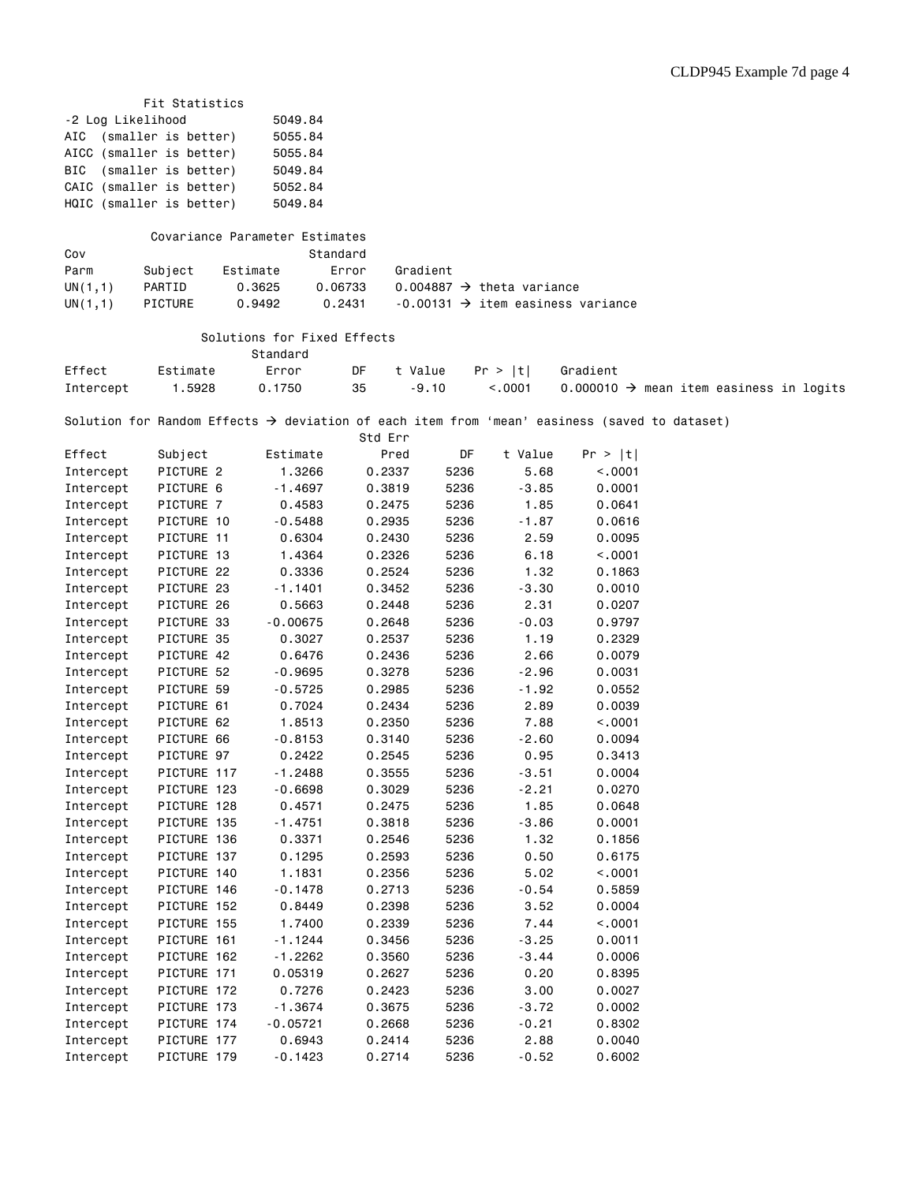**Fit Statistics**

| | |
|---|---|
| -2 Log Likelihood | 5049.84 |
| AIC (smaller is better) | 5055.84 |
| AICC (smaller is better) | 5055.84 |
| BIC (smaller is better) | 5049.84 |
| CAIC (smaller is better) | 5052.84 |
| HQIC (smaller is better) | 5049.84 |

**Covariance Parameter Estimates**

| Cov Parm | Subject | Estimate | Standard Error | Gradient |
|---|---|---|---|---|
| UN(1,1) | PARTID | 0.3625 | 0.06733 | 0.004887 → theta variance |
| UN(1,1) | PICTURE | 0.9492 | 0.2431 | -0.00131 → item easiness variance |

**Solutions for Fixed Effects**

| Effect | Estimate | Standard Error | DF | t Value | Pr > \|t\| | Gradient |
|---|---|---|---|---|---|---|
| Intercept | 1.5928 | 0.1750 | 35 | -9.10 | <.0001 | 0.000010 → mean item easiness in logits |

Solution for Random Effects → deviation of each item from 'mean' easiness (saved to dataset)

| Effect | Subject | Estimate | Std Err Pred | DF | t Value | Pr > \|t\| |
|---|---|---|---|---|---|---|
| Intercept | PICTURE 2 | 1.3266 | 0.2337 | 5236 | 5.68 | <.0001 |
| Intercept | PICTURE 6 | -1.4697 | 0.3819 | 5236 | -3.85 | 0.0001 |
| Intercept | PICTURE 7 | 0.4583 | 0.2475 | 5236 | 1.85 | 0.0641 |
| Intercept | PICTURE 10 | -0.5488 | 0.2935 | 5236 | -1.87 | 0.0616 |
| Intercept | PICTURE 11 | 0.6304 | 0.2430 | 5236 | 2.59 | 0.0095 |
| Intercept | PICTURE 13 | 1.4364 | 0.2326 | 5236 | 6.18 | <.0001 |
| Intercept | PICTURE 22 | 0.3336 | 0.2524 | 5236 | 1.32 | 0.1863 |
| Intercept | PICTURE 23 | -1.1401 | 0.3452 | 5236 | -3.30 | 0.0010 |
| Intercept | PICTURE 26 | 0.5663 | 0.2448 | 5236 | 2.31 | 0.0207 |
| Intercept | PICTURE 33 | -0.00675 | 0.2648 | 5236 | -0.03 | 0.9797 |
| Intercept | PICTURE 35 | 0.3027 | 0.2537 | 5236 | 1.19 | 0.2329 |
| Intercept | PICTURE 42 | 0.6476 | 0.2436 | 5236 | 2.66 | 0.0079 |
| Intercept | PICTURE 52 | -0.9695 | 0.3278 | 5236 | -2.96 | 0.0031 |
| Intercept | PICTURE 59 | -0.5725 | 0.2985 | 5236 | -1.92 | 0.0552 |
| Intercept | PICTURE 61 | 0.7024 | 0.2434 | 5236 | 2.89 | 0.0039 |
| Intercept | PICTURE 62 | 1.8513 | 0.2350 | 5236 | 7.88 | <.0001 |
| Intercept | PICTURE 66 | -0.8153 | 0.3140 | 5236 | -2.60 | 0.0094 |
| Intercept | PICTURE 97 | 0.2422 | 0.2545 | 5236 | 0.95 | 0.3413 |
| Intercept | PICTURE 117 | -1.2488 | 0.3555 | 5236 | -3.51 | 0.0004 |
| Intercept | PICTURE 123 | -0.6698 | 0.3029 | 5236 | -2.21 | 0.0270 |
| Intercept | PICTURE 128 | 0.4571 | 0.2475 | 5236 | 1.85 | 0.0648 |
| Intercept | PICTURE 135 | -1.4751 | 0.3818 | 5236 | -3.86 | 0.0001 |
| Intercept | PICTURE 136 | 0.3371 | 0.2546 | 5236 | 1.32 | 0.1856 |
| Intercept | PICTURE 137 | 0.1295 | 0.2593 | 5236 | 0.50 | 0.6175 |
| Intercept | PICTURE 140 | 1.1831 | 0.2356 | 5236 | 5.02 | <.0001 |
| Intercept | PICTURE 146 | -0.1478 | 0.2713 | 5236 | -0.54 | 0.5859 |
| Intercept | PICTURE 152 | 0.8449 | 0.2398 | 5236 | 3.52 | 0.0004 |
| Intercept | PICTURE 155 | 1.7400 | 0.2339 | 5236 | 7.44 | <.0001 |
| Intercept | PICTURE 161 | -1.1244 | 0.3456 | 5236 | -3.25 | 0.0011 |
| Intercept | PICTURE 162 | -1.2262 | 0.3560 | 5236 | -3.44 | 0.0006 |
| Intercept | PICTURE 171 | 0.05319 | 0.2627 | 5236 | 0.20 | 0.8395 |
| Intercept | PICTURE 172 | 0.7276 | 0.2423 | 5236 | 3.00 | 0.0027 |
| Intercept | PICTURE 173 | -1.3674 | 0.3675 | 5236 | -3.72 | 0.0002 |
| Intercept | PICTURE 174 | -0.05721 | 0.2668 | 5236 | -0.21 | 0.8302 |
| Intercept | PICTURE 177 | 0.6943 | 0.2414 | 5236 | 2.88 | 0.0040 |
| Intercept | PICTURE 179 | -0.1423 | 0.2714 | 5236 | -0.52 | 0.6002 |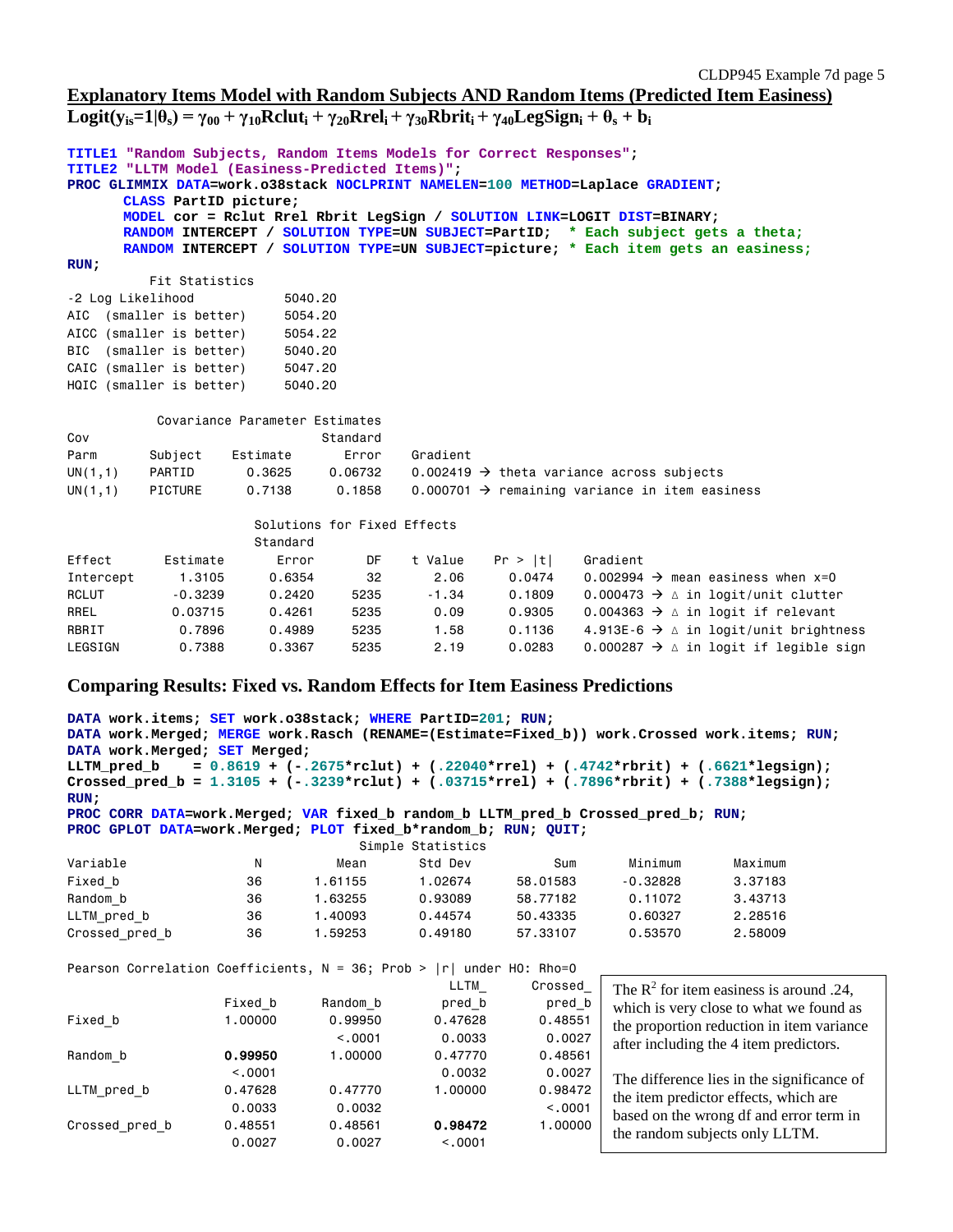## Explanatory Items Model with Random Subjects AND Random Items (Predicted Item Easiness)

$$\text{Logit}(y_{is}=1|\theta_s) = \gamma_{00} + \gamma_{10}\text{Rclut}_i + \gamma_{20}\text{Rrel}_i + \gamma_{30}\text{Rbrit}_i + \gamma_{40}\text{LegSign}_i + \theta_s + b_i$$

```
TITLE1 "Random Subjects, Random Items Models for Correct Responses";
TITLE2 "LLTM Model (Easiness-Predicted Items)";
PROC GLIMMIX DATA=work.o38stack NOCLPRINT NAMELEN=100 METHOD=Laplace GRADIENT;
      CLASS PartID picture;
      MODEL cor = Rclut Rrel Rbrit LegSign / SOLUTION LINK=LOGIT DIST=BINARY;
      RANDOM INTERCEPT / SOLUTION TYPE=UN SUBJECT=PartID;  * Each subject gets a theta;
      RANDOM INTERCEPT / SOLUTION TYPE=UN SUBJECT=picture; * Each item gets an easiness;
RUN;
```

Fit Statistics

| | |
|---|---|
| -2 Log Likelihood | 5040.20 |
| AIC (smaller is better) | 5054.20 |
| AICC (smaller is better) | 5054.22 |
| BIC (smaller is better) | 5040.20 |
| CAIC (smaller is better) | 5047.20 |
| HQIC (smaller is better) | 5040.20 |

Covariance Parameter Estimates

| Cov Parm | Subject | Estimate | Standard Error | Gradient | |
|---|---|---|---|---|---|
| UN(1,1) | PARTID | 0.3625 | 0.06732 | 0.002419 | → theta variance across subjects |
| UN(1,1) | PICTURE | 0.7138 | 0.1858 | 0.000701 | → remaining variance in item easiness |

Solutions for Fixed Effects

| Effect | Estimate | Standard Error | DF | t Value | Pr > \|t\| | Gradient | |
|---|---|---|---|---|---|---|---|
| Intercept | 1.3105 | 0.6354 | 32 | 2.06 | 0.0474 | 0.002994 | → mean easiness when x=0 |
| RCLUT | -0.3239 | 0.2420 | 5235 | -1.34 | 0.1809 | 0.000473 | → Δ in logit/unit clutter |
| RREL | 0.03715 | 0.4261 | 5235 | 0.09 | 0.9305 | 0.004363 | → Δ in logit if relevant |
| RBRIT | 0.7896 | 0.4989 | 5235 | 1.58 | 0.1136 | 4.913E-6 | → Δ in logit/unit brightness |
| LEGSIGN | 0.7388 | 0.3367 | 5235 | 2.19 | 0.0283 | 0.000287 | → Δ in logit if legible sign |

## Comparing Results: Fixed vs. Random Effects for Item Easiness Predictions

```
DATA work.items; SET work.o38stack; WHERE PartID=201; RUN;
DATA work.Merged; MERGE work.Rasch (RENAME=(Estimate=Fixed_b)) work.Crossed work.items; RUN;
DATA work.Merged; SET Merged;
LLTM_pred_b    = 0.8619 + (-.2675*rclut) + (.22040*rrel) + (.4742*rbrit) + (.6621*legsign);
Crossed_pred_b = 1.3105 + (-.3239*rclut) + (.03715*rrel) + (.7896*rbrit) + (.7388*legsign);
RUN;
PROC CORR DATA=work.Merged; VAR fixed_b random_b LLTM_pred_b Crossed_pred_b; RUN;
PROC GPLOT DATA=work.Merged; PLOT fixed_b*random_b; RUN; QUIT;
```

Simple Statistics

| Variable | N | Mean | Std Dev | Sum | Minimum | Maximum |
|---|---|---|---|---|---|---|
| Fixed_b | 36 | 1.61155 | 1.02674 | 58.01583 | -0.32828 | 3.37183 |
| Random_b | 36 | 1.63255 | 0.93089 | 58.77182 | 0.11072 | 3.43713 |
| LLTM_pred_b | 36 | 1.40093 | 0.44574 | 50.43335 | 0.60327 | 2.28516 |
| Crossed_pred_b | 36 | 1.59253 | 0.49180 | 57.33107 | 0.53570 | 2.58009 |

Pearson Correlation Coefficients, N = 36; Prob > |r| under H0: Rho=0

| | Fixed_b | Random_b | LLTM_pred_b | Crossed_pred_b |
|---|---|---|---|---|
| Fixed_b | 1.00000 | 0.99950 | 0.47628 | 0.48551 |
| | | <.0001 | 0.0033 | 0.0027 |
| Random_b | **0.99950** | 1.00000 | 0.47770 | 0.48561 |
| | <.0001 | | 0.0032 | 0.0027 |
| LLTM_pred_b | 0.47628 | 0.47770 | 1.00000 | 0.98472 |
| | 0.0033 | 0.0032 | | <.0001 |
| Crossed_pred_b | 0.48551 | 0.48561 | **0.98472** | 1.00000 |
| | 0.0027 | 0.0027 | <.0001 | |

The $R^2$ for item easiness is around .24, which is very close to what we found as the proportion reduction in item variance after including the 4 item predictors.

The difference lies in the significance of the item predictor effects, which are based on the wrong df and error term in the random subjects only LLTM.